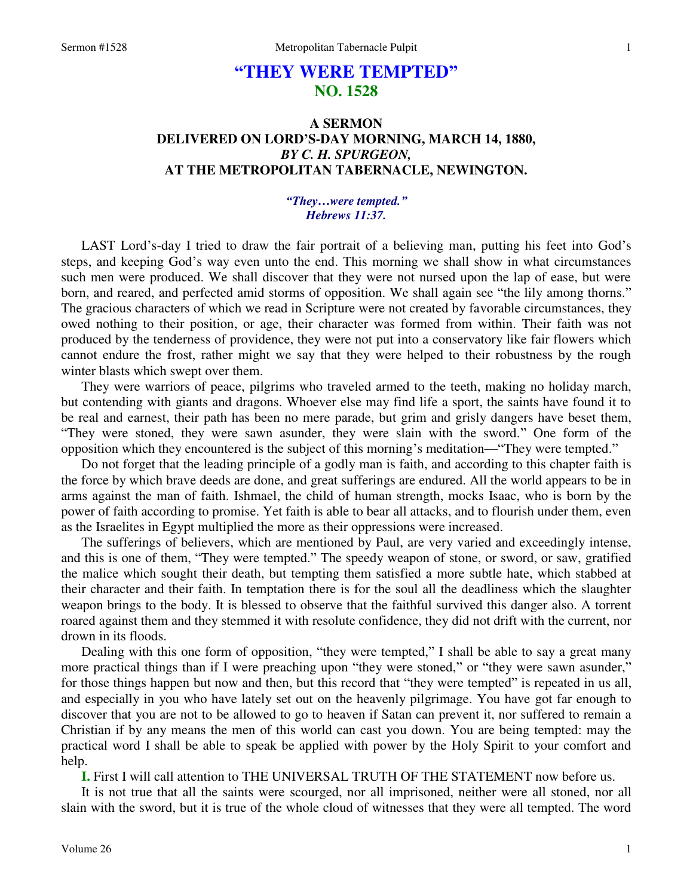# "THEY WERE TEMPTED"
## NO. 1528

### A SERMON
### DELIVERED ON LORD'S-DAY MORNING, MARCH 14, 1880,
### *BY C. H. SPURGEON,*
### AT THE METROPOLITAN TABERNACLE, NEWINGTON.

*"They…were tempted."*
*Hebrews 11:37.*

LAST Lord's-day I tried to draw the fair portrait of a believing man, putting his feet into God's steps, and keeping God's way even unto the end. This morning we shall show in what circumstances such men were produced. We shall discover that they were not nursed upon the lap of ease, but were born, and reared, and perfected amid storms of opposition. We shall again see "the lily among thorns." The gracious characters of which we read in Scripture were not created by favorable circumstances, they owed nothing to their position, or age, their character was formed from within. Their faith was not produced by the tenderness of providence, they were not put into a conservatory like fair flowers which cannot endure the frost, rather might we say that they were helped to their robustness by the rough winter blasts which swept over them.

They were warriors of peace, pilgrims who traveled armed to the teeth, making no holiday march, but contending with giants and dragons. Whoever else may find life a sport, the saints have found it to be real and earnest, their path has been no mere parade, but grim and grisly dangers have beset them, "They were stoned, they were sawn asunder, they were slain with the sword." One form of the opposition which they encountered is the subject of this morning's meditation—"They were tempted."

Do not forget that the leading principle of a godly man is faith, and according to this chapter faith is the force by which brave deeds are done, and great sufferings are endured. All the world appears to be in arms against the man of faith. Ishmael, the child of human strength, mocks Isaac, who is born by the power of faith according to promise. Yet faith is able to bear all attacks, and to flourish under them, even as the Israelites in Egypt multiplied the more as their oppressions were increased.

The sufferings of believers, which are mentioned by Paul, are very varied and exceedingly intense, and this is one of them, "They were tempted." The speedy weapon of stone, or sword, or saw, gratified the malice which sought their death, but tempting them satisfied a more subtle hate, which stabbed at their character and their faith. In temptation there is for the soul all the deadliness which the slaughter weapon brings to the body. It is blessed to observe that the faithful survived this danger also. A torrent roared against them and they stemmed it with resolute confidence, they did not drift with the current, nor drown in its floods.

Dealing with this one form of opposition, "they were tempted," I shall be able to say a great many more practical things than if I were preaching upon "they were stoned," or "they were sawn asunder," for those things happen but now and then, but this record that "they were tempted" is repeated in us all, and especially in you who have lately set out on the heavenly pilgrimage. You have got far enough to discover that you are not to be allowed to go to heaven if Satan can prevent it, nor suffered to remain a Christian if by any means the men of this world can cast you down. You are being tempted: may the practical word I shall be able to speak be applied with power by the Holy Spirit to your comfort and help.

**I.** First I will call attention to THE UNIVERSAL TRUTH OF THE STATEMENT now before us.

It is not true that all the saints were scourged, nor all imprisoned, neither were all stoned, nor all slain with the sword, but it is true of the whole cloud of witnesses that they were all tempted. The word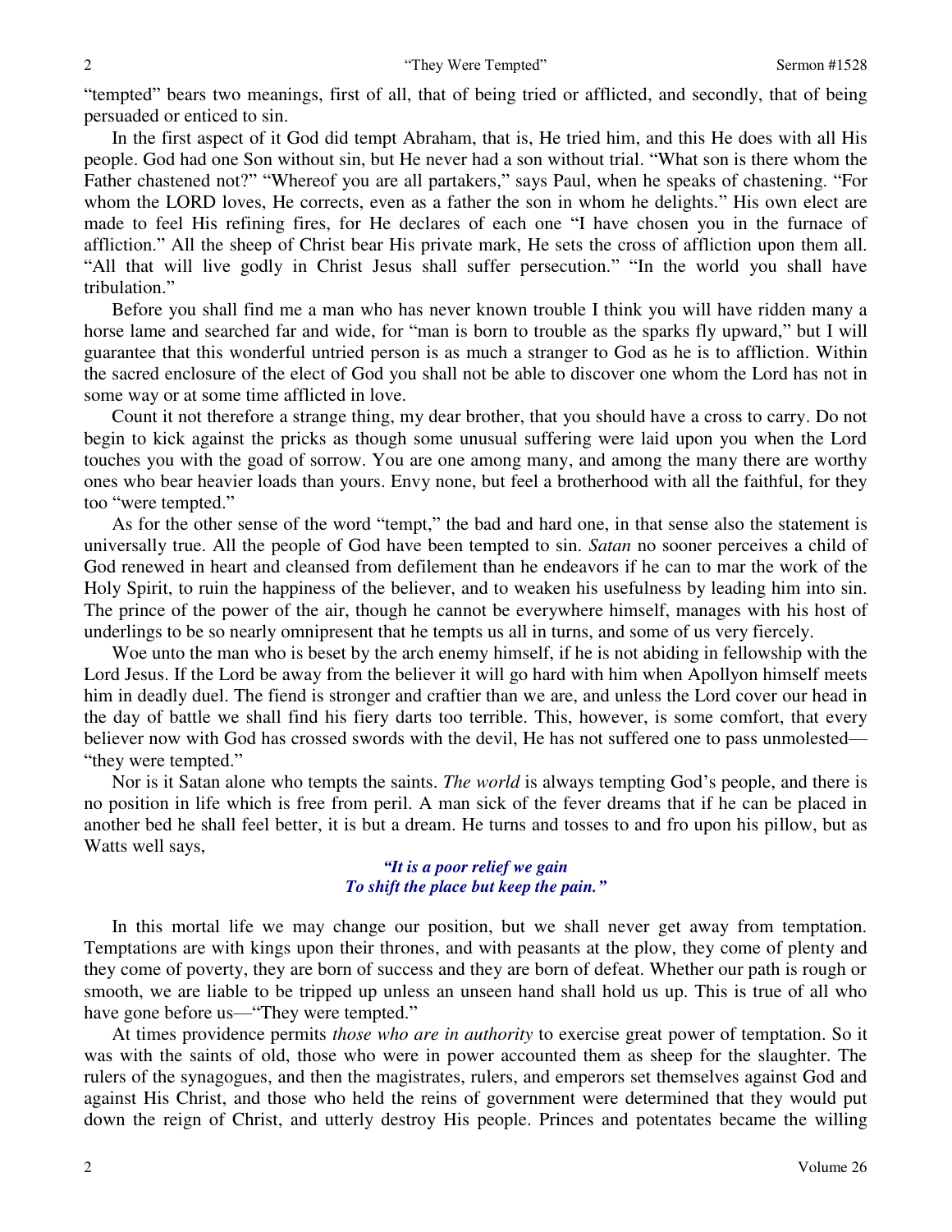"tempted" bears two meanings, first of all, that of being tried or afflicted, and secondly, that of being persuaded or enticed to sin.

In the first aspect of it God did tempt Abraham, that is, He tried him, and this He does with all His people. God had one Son without sin, but He never had a son without trial. "What son is there whom the Father chastened not?" "Whereof you are all partakers," says Paul, when he speaks of chastening. "For whom the LORD loves, He corrects, even as a father the son in whom he delights." His own elect are made to feel His refining fires, for He declares of each one "I have chosen you in the furnace of affliction." All the sheep of Christ bear His private mark, He sets the cross of affliction upon them all. "All that will live godly in Christ Jesus shall suffer persecution." "In the world you shall have tribulation."

Before you shall find me a man who has never known trouble I think you will have ridden many a horse lame and searched far and wide, for "man is born to trouble as the sparks fly upward," but I will guarantee that this wonderful untried person is as much a stranger to God as he is to affliction. Within the sacred enclosure of the elect of God you shall not be able to discover one whom the Lord has not in some way or at some time afflicted in love.

Count it not therefore a strange thing, my dear brother, that you should have a cross to carry. Do not begin to kick against the pricks as though some unusual suffering were laid upon you when the Lord touches you with the goad of sorrow. You are one among many, and among the many there are worthy ones who bear heavier loads than yours. Envy none, but feel a brotherhood with all the faithful, for they too "were tempted."

As for the other sense of the word "tempt," the bad and hard one, in that sense also the statement is universally true. All the people of God have been tempted to sin. *Satan* no sooner perceives a child of God renewed in heart and cleansed from defilement than he endeavors if he can to mar the work of the Holy Spirit, to ruin the happiness of the believer, and to weaken his usefulness by leading him into sin. The prince of the power of the air, though he cannot be everywhere himself, manages with his host of underlings to be so nearly omnipresent that he tempts us all in turns, and some of us very fiercely.

Woe unto the man who is beset by the arch enemy himself, if he is not abiding in fellowship with the Lord Jesus. If the Lord be away from the believer it will go hard with him when Apollyon himself meets him in deadly duel. The fiend is stronger and craftier than we are, and unless the Lord cover our head in the day of battle we shall find his fiery darts too terrible. This, however, is some comfort, that every believer now with God has crossed swords with the devil, He has not suffered one to pass unmolested—"they were tempted."

Nor is it Satan alone who tempts the saints. *The world* is always tempting God's people, and there is no position in life which is free from peril. A man sick of the fever dreams that if he can be placed in another bed he shall feel better, it is but a dream. He turns and tosses to and fro upon his pillow, but as Watts well says,

> ***"It is a poor relief we gain***
> ***To shift the place but keep the pain."***

In this mortal life we may change our position, but we shall never get away from temptation. Temptations are with kings upon their thrones, and with peasants at the plow, they come of plenty and they come of poverty, they are born of success and they are born of defeat. Whether our path is rough or smooth, we are liable to be tripped up unless an unseen hand shall hold us up. This is true of all who have gone before us—"They were tempted."

At times providence permits *those who are in authority* to exercise great power of temptation. So it was with the saints of old, those who were in power accounted them as sheep for the slaughter. The rulers of the synagogues, and then the magistrates, rulers, and emperors set themselves against God and against His Christ, and those who held the reins of government were determined that they would put down the reign of Christ, and utterly destroy His people. Princes and potentates became the willing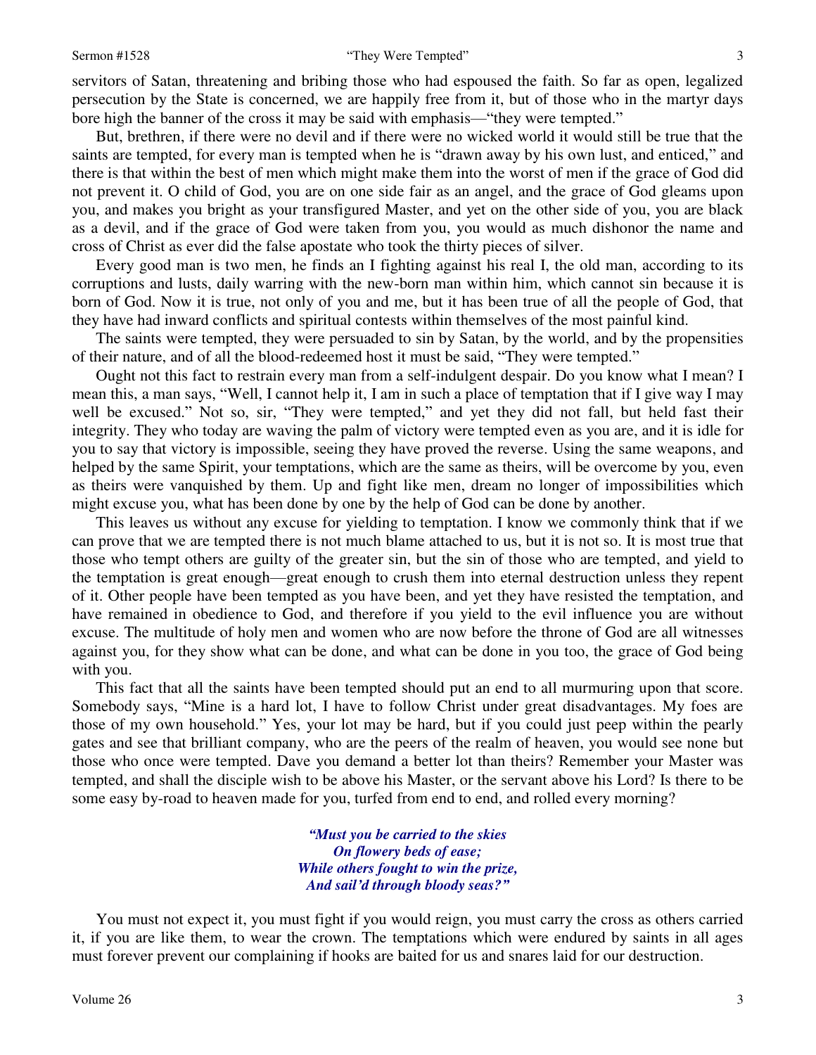servitors of Satan, threatening and bribing those who had espoused the faith. So far as open, legalized persecution by the State is concerned, we are happily free from it, but of those who in the martyr days bore high the banner of the cross it may be said with emphasis—"they were tempted."

But, brethren, if there were no devil and if there were no wicked world it would still be true that the saints are tempted, for every man is tempted when he is "drawn away by his own lust, and enticed," and there is that within the best of men which might make them into the worst of men if the grace of God did not prevent it. O child of God, you are on one side fair as an angel, and the grace of God gleams upon you, and makes you bright as your transfigured Master, and yet on the other side of you, you are black as a devil, and if the grace of God were taken from you, you would as much dishonor the name and cross of Christ as ever did the false apostate who took the thirty pieces of silver.

Every good man is two men, he finds an I fighting against his real I, the old man, according to its corruptions and lusts, daily warring with the new-born man within him, which cannot sin because it is born of God. Now it is true, not only of you and me, but it has been true of all the people of God, that they have had inward conflicts and spiritual contests within themselves of the most painful kind.

The saints were tempted, they were persuaded to sin by Satan, by the world, and by the propensities of their nature, and of all the blood-redeemed host it must be said, "They were tempted."

Ought not this fact to restrain every man from a self-indulgent despair. Do you know what I mean? I mean this, a man says, "Well, I cannot help it, I am in such a place of temptation that if I give way I may well be excused." Not so, sir, "They were tempted," and yet they did not fall, but held fast their integrity. They who today are waving the palm of victory were tempted even as you are, and it is idle for you to say that victory is impossible, seeing they have proved the reverse. Using the same weapons, and helped by the same Spirit, your temptations, which are the same as theirs, will be overcome by you, even as theirs were vanquished by them. Up and fight like men, dream no longer of impossibilities which might excuse you, what has been done by one by the help of God can be done by another.

This leaves us without any excuse for yielding to temptation. I know we commonly think that if we can prove that we are tempted there is not much blame attached to us, but it is not so. It is most true that those who tempt others are guilty of the greater sin, but the sin of those who are tempted, and yield to the temptation is great enough—great enough to crush them into eternal destruction unless they repent of it. Other people have been tempted as you have been, and yet they have resisted the temptation, and have remained in obedience to God, and therefore if you yield to the evil influence you are without excuse. The multitude of holy men and women who are now before the throne of God are all witnesses against you, for they show what can be done, and what can be done in you too, the grace of God being with you.

This fact that all the saints have been tempted should put an end to all murmuring upon that score. Somebody says, "Mine is a hard lot, I have to follow Christ under great disadvantages. My foes are those of my own household." Yes, your lot may be hard, but if you could just peep within the pearly gates and see that brilliant company, who are the peers of the realm of heaven, you would see none but those who once were tempted. Dave you demand a better lot than theirs? Remember your Master was tempted, and shall the disciple wish to be above his Master, or the servant above his Lord? Is there to be some easy by-road to heaven made for you, turfed from end to end, and rolled every morning?

> ***"Must you be carried to the skies***
> ***On flowery beds of ease;***
> ***While others fought to win the prize,***
> ***And sail'd through bloody seas?"***

You must not expect it, you must fight if you would reign, you must carry the cross as others carried it, if you are like them, to wear the crown. The temptations which were endured by saints in all ages must forever prevent our complaining if hooks are baited for us and snares laid for our destruction.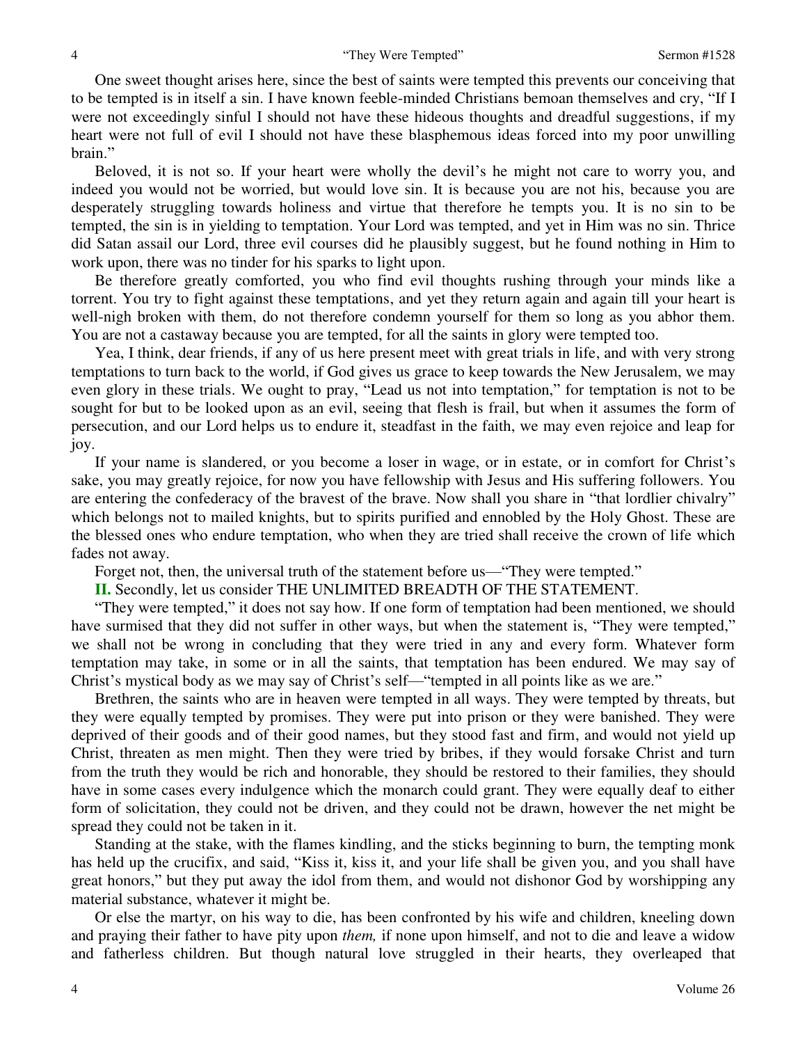One sweet thought arises here, since the best of saints were tempted this prevents our conceiving that to be tempted is in itself a sin. I have known feeble-minded Christians bemoan themselves and cry, "If I were not exceedingly sinful I should not have these hideous thoughts and dreadful suggestions, if my heart were not full of evil I should not have these blasphemous ideas forced into my poor unwilling brain."

Beloved, it is not so. If your heart were wholly the devil's he might not care to worry you, and indeed you would not be worried, but would love sin. It is because you are not his, because you are desperately struggling towards holiness and virtue that therefore he tempts you. It is no sin to be tempted, the sin is in yielding to temptation. Your Lord was tempted, and yet in Him was no sin. Thrice did Satan assail our Lord, three evil courses did he plausibly suggest, but he found nothing in Him to work upon, there was no tinder for his sparks to light upon.

Be therefore greatly comforted, you who find evil thoughts rushing through your minds like a torrent. You try to fight against these temptations, and yet they return again and again till your heart is well-nigh broken with them, do not therefore condemn yourself for them so long as you abhor them. You are not a castaway because you are tempted, for all the saints in glory were tempted too.

Yea, I think, dear friends, if any of us here present meet with great trials in life, and with very strong temptations to turn back to the world, if God gives us grace to keep towards the New Jerusalem, we may even glory in these trials. We ought to pray, "Lead us not into temptation," for temptation is not to be sought for but to be looked upon as an evil, seeing that flesh is frail, but when it assumes the form of persecution, and our Lord helps us to endure it, steadfast in the faith, we may even rejoice and leap for joy.

If your name is slandered, or you become a loser in wage, or in estate, or in comfort for Christ's sake, you may greatly rejoice, for now you have fellowship with Jesus and His suffering followers. You are entering the confederacy of the bravest of the brave. Now shall you share in "that lordlier chivalry" which belongs not to mailed knights, but to spirits purified and ennobled by the Holy Ghost. These are the blessed ones who endure temptation, who when they are tried shall receive the crown of life which fades not away.

Forget not, then, the universal truth of the statement before us—"They were tempted."

**II.** Secondly, let us consider THE UNLIMITED BREADTH OF THE STATEMENT.

"They were tempted," it does not say how. If one form of temptation had been mentioned, we should have surmised that they did not suffer in other ways, but when the statement is, "They were tempted," we shall not be wrong in concluding that they were tried in any and every form. Whatever form temptation may take, in some or in all the saints, that temptation has been endured. We may say of Christ's mystical body as we may say of Christ's self—"tempted in all points like as we are."

Brethren, the saints who are in heaven were tempted in all ways. They were tempted by threats, but they were equally tempted by promises. They were put into prison or they were banished. They were deprived of their goods and of their good names, but they stood fast and firm, and would not yield up Christ, threaten as men might. Then they were tried by bribes, if they would forsake Christ and turn from the truth they would be rich and honorable, they should be restored to their families, they should have in some cases every indulgence which the monarch could grant. They were equally deaf to either form of solicitation, they could not be driven, and they could not be drawn, however the net might be spread they could not be taken in it.

Standing at the stake, with the flames kindling, and the sticks beginning to burn, the tempting monk has held up the crucifix, and said, "Kiss it, kiss it, and your life shall be given you, and you shall have great honors," but they put away the idol from them, and would not dishonor God by worshipping any material substance, whatever it might be.

Or else the martyr, on his way to die, has been confronted by his wife and children, kneeling down and praying their father to have pity upon *them,* if none upon himself, and not to die and leave a widow and fatherless children. But though natural love struggled in their hearts, they overleaped that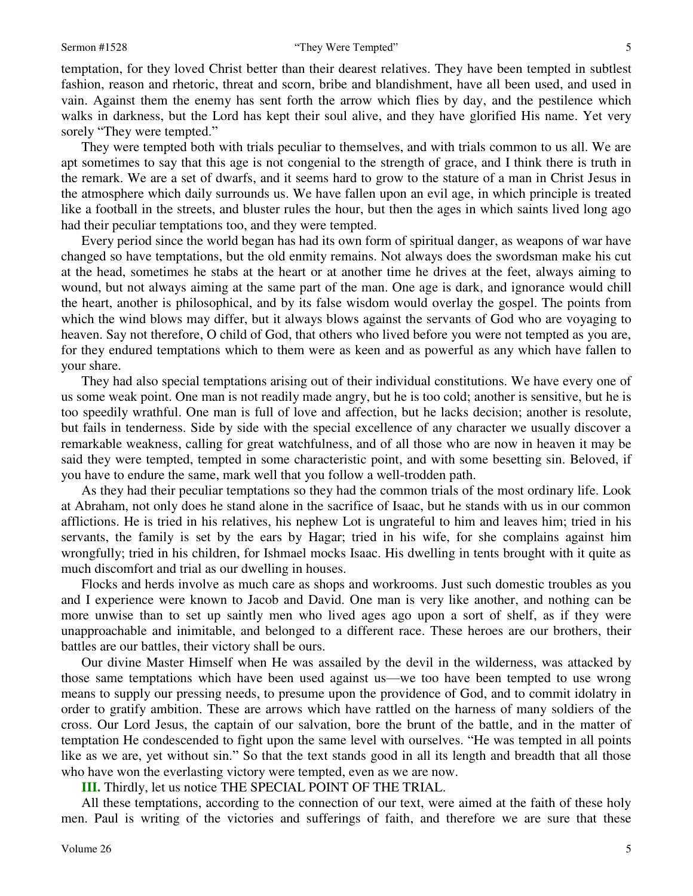temptation, for they loved Christ better than their dearest relatives. They have been tempted in subtlest fashion, reason and rhetoric, threat and scorn, bribe and blandishment, have all been used, and used in vain. Against them the enemy has sent forth the arrow which flies by day, and the pestilence which walks in darkness, but the Lord has kept their soul alive, and they have glorified His name. Yet very sorely "They were tempted."

They were tempted both with trials peculiar to themselves, and with trials common to us all. We are apt sometimes to say that this age is not congenial to the strength of grace, and I think there is truth in the remark. We are a set of dwarfs, and it seems hard to grow to the stature of a man in Christ Jesus in the atmosphere which daily surrounds us. We have fallen upon an evil age, in which principle is treated like a football in the streets, and bluster rules the hour, but then the ages in which saints lived long ago had their peculiar temptations too, and they were tempted.

Every period since the world began has had its own form of spiritual danger, as weapons of war have changed so have temptations, but the old enmity remains. Not always does the swordsman make his cut at the head, sometimes he stabs at the heart or at another time he drives at the feet, always aiming to wound, but not always aiming at the same part of the man. One age is dark, and ignorance would chill the heart, another is philosophical, and by its false wisdom would overlay the gospel. The points from which the wind blows may differ, but it always blows against the servants of God who are voyaging to heaven. Say not therefore, O child of God, that others who lived before you were not tempted as you are, for they endured temptations which to them were as keen and as powerful as any which have fallen to your share.

They had also special temptations arising out of their individual constitutions. We have every one of us some weak point. One man is not readily made angry, but he is too cold; another is sensitive, but he is too speedily wrathful. One man is full of love and affection, but he lacks decision; another is resolute, but fails in tenderness. Side by side with the special excellence of any character we usually discover a remarkable weakness, calling for great watchfulness, and of all those who are now in heaven it may be said they were tempted, tempted in some characteristic point, and with some besetting sin. Beloved, if you have to endure the same, mark well that you follow a well-trodden path.

As they had their peculiar temptations so they had the common trials of the most ordinary life. Look at Abraham, not only does he stand alone in the sacrifice of Isaac, but he stands with us in our common afflictions. He is tried in his relatives, his nephew Lot is ungrateful to him and leaves him; tried in his servants, the family is set by the ears by Hagar; tried in his wife, for she complains against him wrongfully; tried in his children, for Ishmael mocks Isaac. His dwelling in tents brought with it quite as much discomfort and trial as our dwelling in houses.

Flocks and herds involve as much care as shops and workrooms. Just such domestic troubles as you and I experience were known to Jacob and David. One man is very like another, and nothing can be more unwise than to set up saintly men who lived ages ago upon a sort of shelf, as if they were unapproachable and inimitable, and belonged to a different race. These heroes are our brothers, their battles are our battles, their victory shall be ours.

Our divine Master Himself when He was assailed by the devil in the wilderness, was attacked by those same temptations which have been used against us—we too have been tempted to use wrong means to supply our pressing needs, to presume upon the providence of God, and to commit idolatry in order to gratify ambition. These are arrows which have rattled on the harness of many soldiers of the cross. Our Lord Jesus, the captain of our salvation, bore the brunt of the battle, and in the matter of temptation He condescended to fight upon the same level with ourselves. "He was tempted in all points like as we are, yet without sin." So that the text stands good in all its length and breadth that all those who have won the everlasting victory were tempted, even as we are now.

**III.** Thirdly, let us notice THE SPECIAL POINT OF THE TRIAL.

All these temptations, according to the connection of our text, were aimed at the faith of these holy men. Paul is writing of the victories and sufferings of faith, and therefore we are sure that these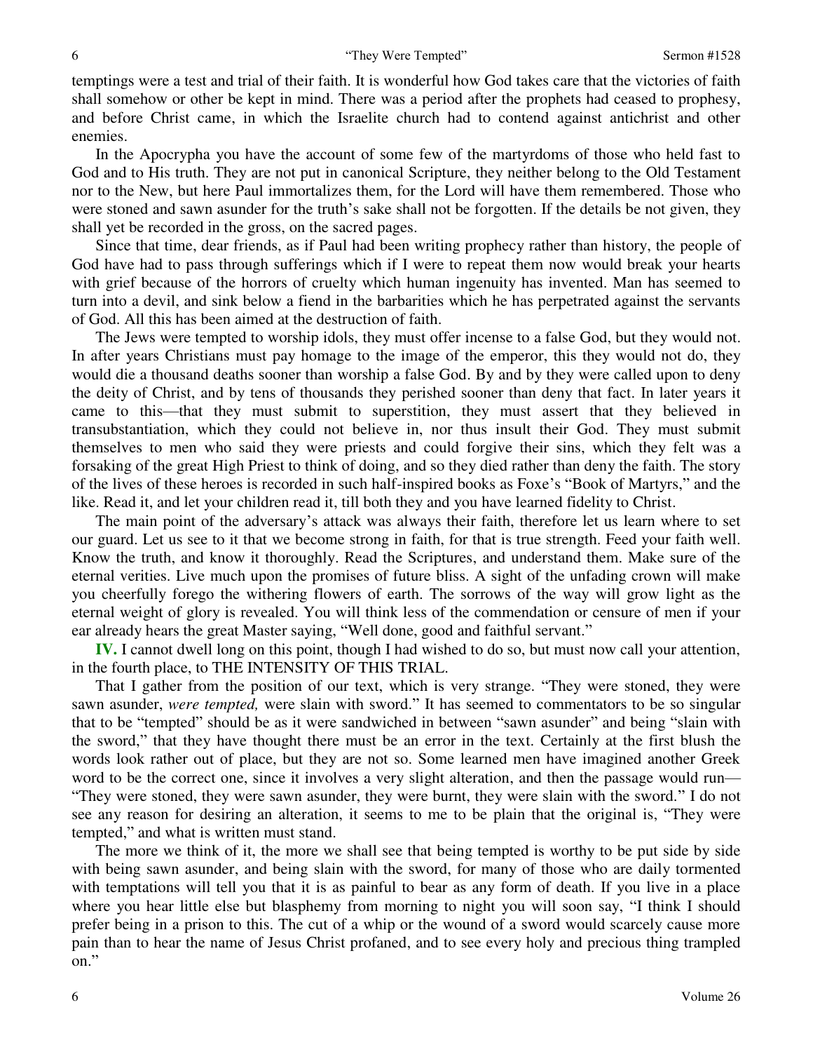temptings were a test and trial of their faith. It is wonderful how God takes care that the victories of faith shall somehow or other be kept in mind. There was a period after the prophets had ceased to prophesy, and before Christ came, in which the Israelite church had to contend against antichrist and other enemies.

In the Apocrypha you have the account of some few of the martyrdoms of those who held fast to God and to His truth. They are not put in canonical Scripture, they neither belong to the Old Testament nor to the New, but here Paul immortalizes them, for the Lord will have them remembered. Those who were stoned and sawn asunder for the truth's sake shall not be forgotten. If the details be not given, they shall yet be recorded in the gross, on the sacred pages.

Since that time, dear friends, as if Paul had been writing prophecy rather than history, the people of God have had to pass through sufferings which if I were to repeat them now would break your hearts with grief because of the horrors of cruelty which human ingenuity has invented. Man has seemed to turn into a devil, and sink below a fiend in the barbarities which he has perpetrated against the servants of God. All this has been aimed at the destruction of faith.

The Jews were tempted to worship idols, they must offer incense to a false God, but they would not. In after years Christians must pay homage to the image of the emperor, this they would not do, they would die a thousand deaths sooner than worship a false God. By and by they were called upon to deny the deity of Christ, and by tens of thousands they perished sooner than deny that fact. In later years it came to this—that they must submit to superstition, they must assert that they believed in transubstantiation, which they could not believe in, nor thus insult their God. They must submit themselves to men who said they were priests and could forgive their sins, which they felt was a forsaking of the great High Priest to think of doing, and so they died rather than deny the faith. The story of the lives of these heroes is recorded in such half-inspired books as Foxe's "Book of Martyrs," and the like. Read it, and let your children read it, till both they and you have learned fidelity to Christ.

The main point of the adversary's attack was always their faith, therefore let us learn where to set our guard. Let us see to it that we become strong in faith, for that is true strength. Feed your faith well. Know the truth, and know it thoroughly. Read the Scriptures, and understand them. Make sure of the eternal verities. Live much upon the promises of future bliss. A sight of the unfading crown will make you cheerfully forego the withering flowers of earth. The sorrows of the way will grow light as the eternal weight of glory is revealed. You will think less of the commendation or censure of men if your ear already hears the great Master saying, "Well done, good and faithful servant."

**IV.** I cannot dwell long on this point, though I had wished to do so, but must now call your attention, in the fourth place, to THE INTENSITY OF THIS TRIAL.

That I gather from the position of our text, which is very strange. "They were stoned, they were sawn asunder, *were tempted,* were slain with sword." It has seemed to commentators to be so singular that to be "tempted" should be as it were sandwiched in between "sawn asunder" and being "slain with the sword," that they have thought there must be an error in the text. Certainly at the first blush the words look rather out of place, but they are not so. Some learned men have imagined another Greek word to be the correct one, since it involves a very slight alteration, and then the passage would run—"They were stoned, they were sawn asunder, they were burnt, they were slain with the sword." I do not see any reason for desiring an alteration, it seems to me to be plain that the original is, "They were tempted," and what is written must stand.

The more we think of it, the more we shall see that being tempted is worthy to be put side by side with being sawn asunder, and being slain with the sword, for many of those who are daily tormented with temptations will tell you that it is as painful to bear as any form of death. If you live in a place where you hear little else but blasphemy from morning to night you will soon say, "I think I should prefer being in a prison to this. The cut of a whip or the wound of a sword would scarcely cause more pain than to hear the name of Jesus Christ profaned, and to see every holy and precious thing trampled on."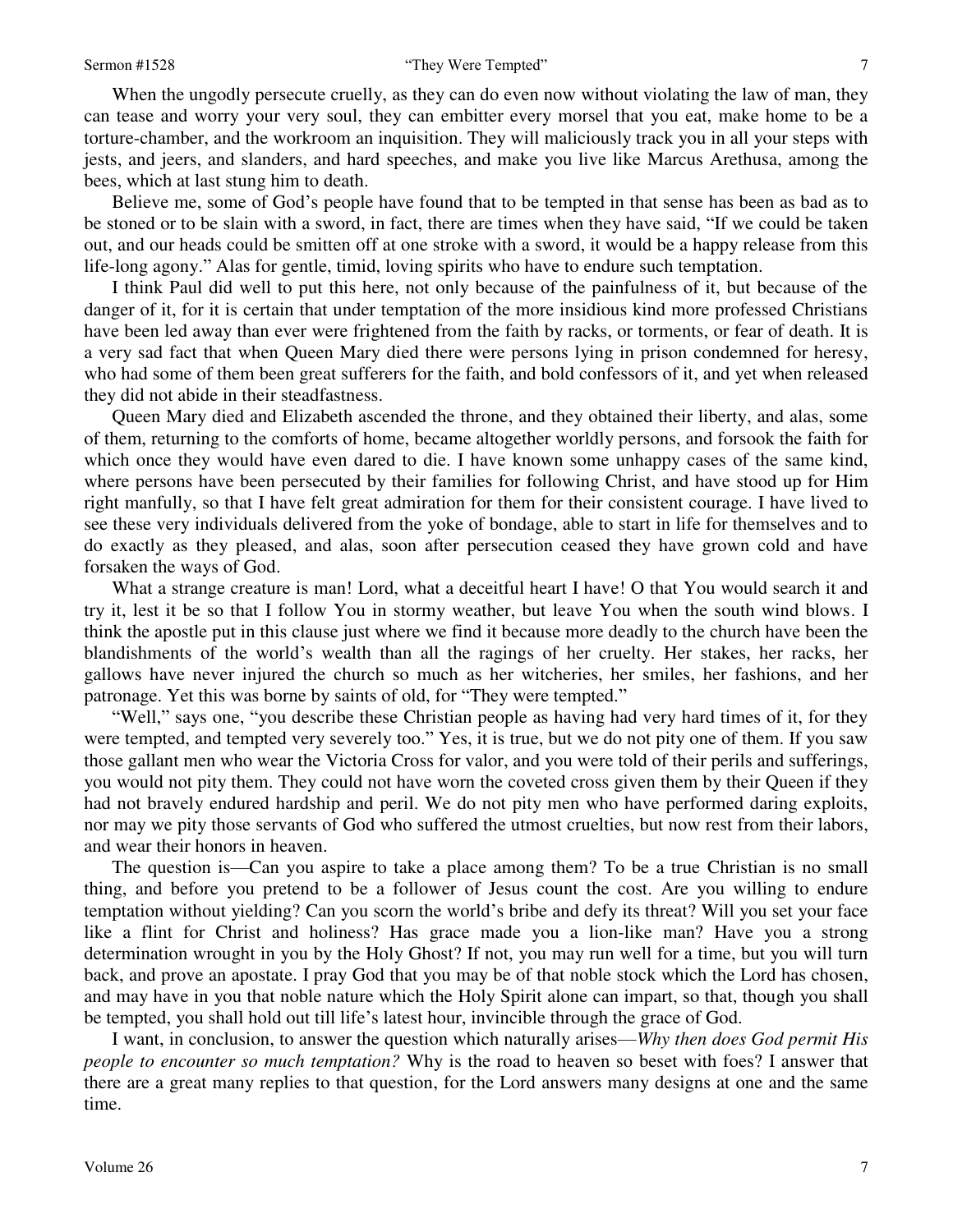When the ungodly persecute cruelly, as they can do even now without violating the law of man, they can tease and worry your very soul, they can embitter every morsel that you eat, make home to be a torture-chamber, and the workroom an inquisition. They will maliciously track you in all your steps with jests, and jeers, and slanders, and hard speeches, and make you live like Marcus Arethusa, among the bees, which at last stung him to death.

Believe me, some of God's people have found that to be tempted in that sense has been as bad as to be stoned or to be slain with a sword, in fact, there are times when they have said, "If we could be taken out, and our heads could be smitten off at one stroke with a sword, it would be a happy release from this life-long agony." Alas for gentle, timid, loving spirits who have to endure such temptation.

I think Paul did well to put this here, not only because of the painfulness of it, but because of the danger of it, for it is certain that under temptation of the more insidious kind more professed Christians have been led away than ever were frightened from the faith by racks, or torments, or fear of death. It is a very sad fact that when Queen Mary died there were persons lying in prison condemned for heresy, who had some of them been great sufferers for the faith, and bold confessors of it, and yet when released they did not abide in their steadfastness.

Queen Mary died and Elizabeth ascended the throne, and they obtained their liberty, and alas, some of them, returning to the comforts of home, became altogether worldly persons, and forsook the faith for which once they would have even dared to die. I have known some unhappy cases of the same kind, where persons have been persecuted by their families for following Christ, and have stood up for Him right manfully, so that I have felt great admiration for them for their consistent courage. I have lived to see these very individuals delivered from the yoke of bondage, able to start in life for themselves and to do exactly as they pleased, and alas, soon after persecution ceased they have grown cold and have forsaken the ways of God.

What a strange creature is man! Lord, what a deceitful heart I have! O that You would search it and try it, lest it be so that I follow You in stormy weather, but leave You when the south wind blows. I think the apostle put in this clause just where we find it because more deadly to the church have been the blandishments of the world's wealth than all the ragings of her cruelty. Her stakes, her racks, her gallows have never injured the church so much as her witcheries, her smiles, her fashions, and her patronage. Yet this was borne by saints of old, for "They were tempted."

"Well," says one, "you describe these Christian people as having had very hard times of it, for they were tempted, and tempted very severely too." Yes, it is true, but we do not pity one of them. If you saw those gallant men who wear the Victoria Cross for valor, and you were told of their perils and sufferings, you would not pity them. They could not have worn the coveted cross given them by their Queen if they had not bravely endured hardship and peril. We do not pity men who have performed daring exploits, nor may we pity those servants of God who suffered the utmost cruelties, but now rest from their labors, and wear their honors in heaven.

The question is—Can you aspire to take a place among them? To be a true Christian is no small thing, and before you pretend to be a follower of Jesus count the cost. Are you willing to endure temptation without yielding? Can you scorn the world's bribe and defy its threat? Will you set your face like a flint for Christ and holiness? Has grace made you a lion-like man? Have you a strong determination wrought in you by the Holy Ghost? If not, you may run well for a time, but you will turn back, and prove an apostate. I pray God that you may be of that noble stock which the Lord has chosen, and may have in you that noble nature which the Holy Spirit alone can impart, so that, though you shall be tempted, you shall hold out till life's latest hour, invincible through the grace of God.

I want, in conclusion, to answer the question which naturally arises—*Why then does God permit His people to encounter so much temptation?* Why is the road to heaven so beset with foes? I answer that there are a great many replies to that question, for the Lord answers many designs at one and the same time.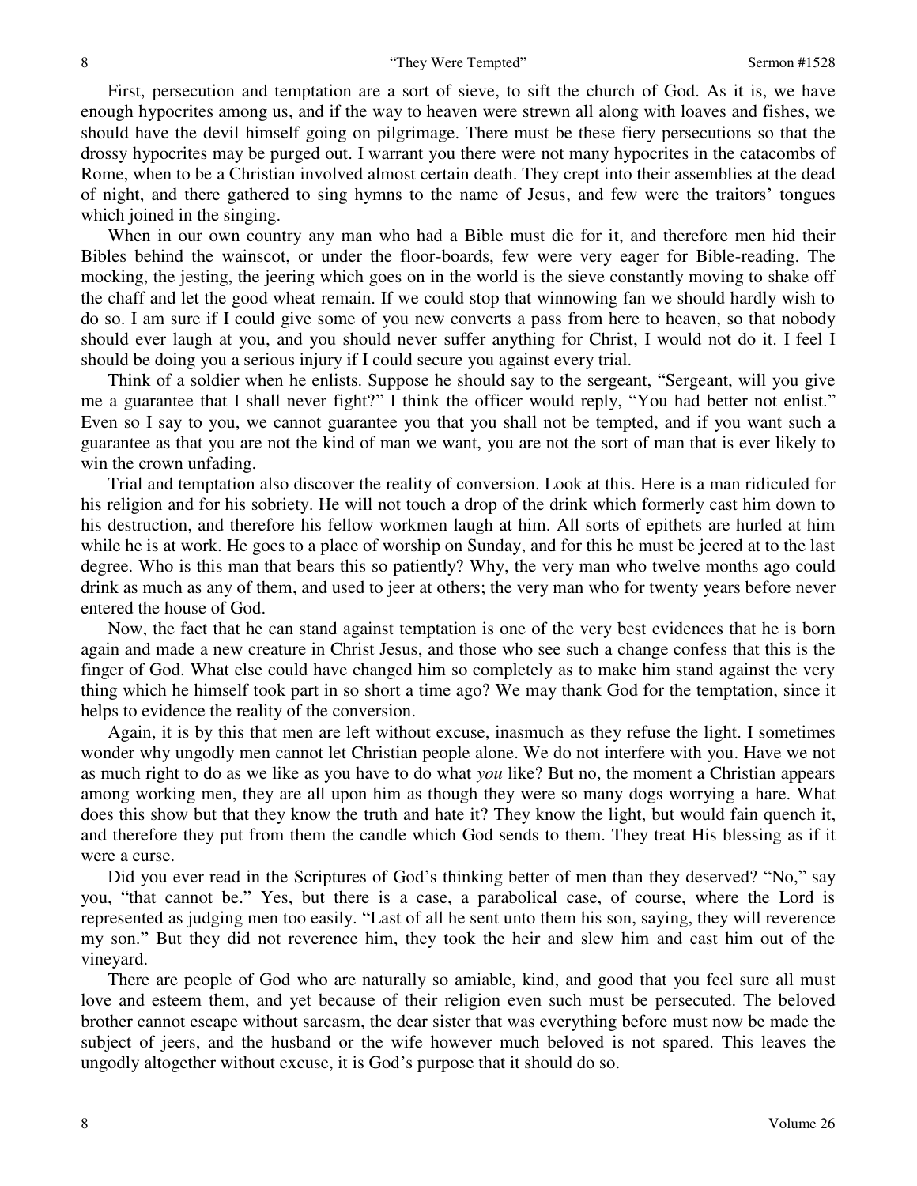First, persecution and temptation are a sort of sieve, to sift the church of God. As it is, we have enough hypocrites among us, and if the way to heaven were strewn all along with loaves and fishes, we should have the devil himself going on pilgrimage. There must be these fiery persecutions so that the drossy hypocrites may be purged out. I warrant you there were not many hypocrites in the catacombs of Rome, when to be a Christian involved almost certain death. They crept into their assemblies at the dead of night, and there gathered to sing hymns to the name of Jesus, and few were the traitors' tongues which joined in the singing.

When in our own country any man who had a Bible must die for it, and therefore men hid their Bibles behind the wainscot, or under the floor-boards, few were very eager for Bible-reading. The mocking, the jesting, the jeering which goes on in the world is the sieve constantly moving to shake off the chaff and let the good wheat remain. If we could stop that winnowing fan we should hardly wish to do so. I am sure if I could give some of you new converts a pass from here to heaven, so that nobody should ever laugh at you, and you should never suffer anything for Christ, I would not do it. I feel I should be doing you a serious injury if I could secure you against every trial.

Think of a soldier when he enlists. Suppose he should say to the sergeant, "Sergeant, will you give me a guarantee that I shall never fight?" I think the officer would reply, "You had better not enlist." Even so I say to you, we cannot guarantee you that you shall not be tempted, and if you want such a guarantee as that you are not the kind of man we want, you are not the sort of man that is ever likely to win the crown unfading.

Trial and temptation also discover the reality of conversion. Look at this. Here is a man ridiculed for his religion and for his sobriety. He will not touch a drop of the drink which formerly cast him down to his destruction, and therefore his fellow workmen laugh at him. All sorts of epithets are hurled at him while he is at work. He goes to a place of worship on Sunday, and for this he must be jeered at to the last degree. Who is this man that bears this so patiently? Why, the very man who twelve months ago could drink as much as any of them, and used to jeer at others; the very man who for twenty years before never entered the house of God.

Now, the fact that he can stand against temptation is one of the very best evidences that he is born again and made a new creature in Christ Jesus, and those who see such a change confess that this is the finger of God. What else could have changed him so completely as to make him stand against the very thing which he himself took part in so short a time ago? We may thank God for the temptation, since it helps to evidence the reality of the conversion.

Again, it is by this that men are left without excuse, inasmuch as they refuse the light. I sometimes wonder why ungodly men cannot let Christian people alone. We do not interfere with you. Have we not as much right to do as we like as you have to do what *you* like? But no, the moment a Christian appears among working men, they are all upon him as though they were so many dogs worrying a hare. What does this show but that they know the truth and hate it? They know the light, but would fain quench it, and therefore they put from them the candle which God sends to them. They treat His blessing as if it were a curse.

Did you ever read in the Scriptures of God's thinking better of men than they deserved? "No," say you, "that cannot be." Yes, but there is a case, a parabolical case, of course, where the Lord is represented as judging men too easily. "Last of all he sent unto them his son, saying, they will reverence my son." But they did not reverence him, they took the heir and slew him and cast him out of the vineyard.

There are people of God who are naturally so amiable, kind, and good that you feel sure all must love and esteem them, and yet because of their religion even such must be persecuted. The beloved brother cannot escape without sarcasm, the dear sister that was everything before must now be made the subject of jeers, and the husband or the wife however much beloved is not spared. This leaves the ungodly altogether without excuse, it is God's purpose that it should do so.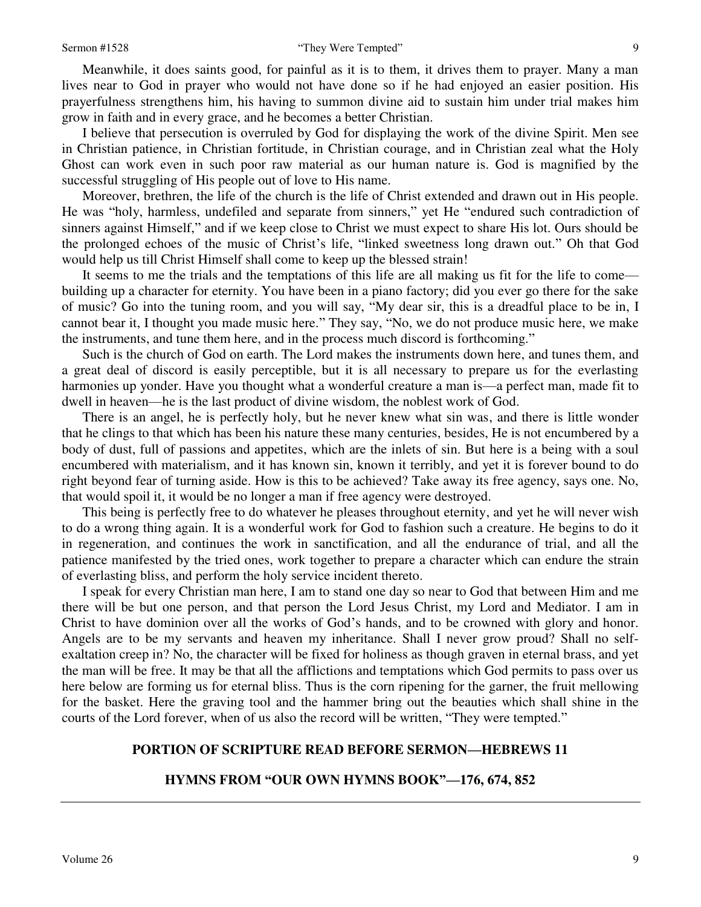Meanwhile, it does saints good, for painful as it is to them, it drives them to prayer. Many a man lives near to God in prayer who would not have done so if he had enjoyed an easier position. His prayerfulness strengthens him, his having to summon divine aid to sustain him under trial makes him grow in faith and in every grace, and he becomes a better Christian.

I believe that persecution is overruled by God for displaying the work of the divine Spirit. Men see in Christian patience, in Christian fortitude, in Christian courage, and in Christian zeal what the Holy Ghost can work even in such poor raw material as our human nature is. God is magnified by the successful struggling of His people out of love to His name.

Moreover, brethren, the life of the church is the life of Christ extended and drawn out in His people. He was "holy, harmless, undefiled and separate from sinners," yet He "endured such contradiction of sinners against Himself," and if we keep close to Christ we must expect to share His lot. Ours should be the prolonged echoes of the music of Christ's life, "linked sweetness long drawn out." Oh that God would help us till Christ Himself shall come to keep up the blessed strain!

It seems to me the trials and the temptations of this life are all making us fit for the life to come—building up a character for eternity. You have been in a piano factory; did you ever go there for the sake of music? Go into the tuning room, and you will say, "My dear sir, this is a dreadful place to be in, I cannot bear it, I thought you made music here." They say, "No, we do not produce music here, we make the instruments, and tune them here, and in the process much discord is forthcoming."

Such is the church of God on earth. The Lord makes the instruments down here, and tunes them, and a great deal of discord is easily perceptible, but it is all necessary to prepare us for the everlasting harmonies up yonder. Have you thought what a wonderful creature a man is—a perfect man, made fit to dwell in heaven—he is the last product of divine wisdom, the noblest work of God.

There is an angel, he is perfectly holy, but he never knew what sin was, and there is little wonder that he clings to that which has been his nature these many centuries, besides, He is not encumbered by a body of dust, full of passions and appetites, which are the inlets of sin. But here is a being with a soul encumbered with materialism, and it has known sin, known it terribly, and yet it is forever bound to do right beyond fear of turning aside. How is this to be achieved? Take away its free agency, says one. No, that would spoil it, it would be no longer a man if free agency were destroyed.

This being is perfectly free to do whatever he pleases throughout eternity, and yet he will never wish to do a wrong thing again. It is a wonderful work for God to fashion such a creature. He begins to do it in regeneration, and continues the work in sanctification, and all the endurance of trial, and all the patience manifested by the tried ones, work together to prepare a character which can endure the strain of everlasting bliss, and perform the holy service incident thereto.

I speak for every Christian man here, I am to stand one day so near to God that between Him and me there will be but one person, and that person the Lord Jesus Christ, my Lord and Mediator. I am in Christ to have dominion over all the works of God's hands, and to be crowned with glory and honor. Angels are to be my servants and heaven my inheritance. Shall I never grow proud? Shall no self-exaltation creep in? No, the character will be fixed for holiness as though graven in eternal brass, and yet the man will be free. It may be that all the afflictions and temptations which God permits to pass over us here below are forming us for eternal bliss. Thus is the corn ripening for the garner, the fruit mellowing for the basket. Here the graving tool and the hammer bring out the beauties which shall shine in the courts of the Lord forever, when of us also the record will be written, "They were tempted."

**PORTION OF SCRIPTURE READ BEFORE SERMON—HEBREWS 11**

**HYMNS FROM "OUR OWN HYMNS BOOK"—176, 674, 852**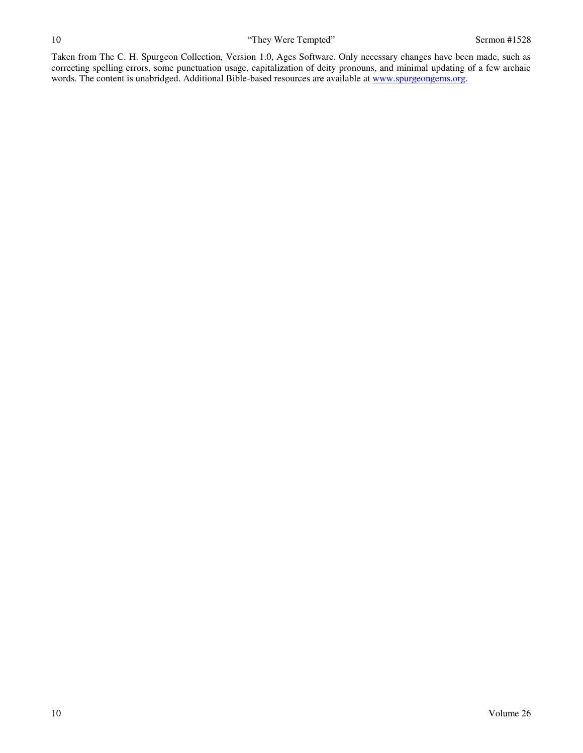Taken from The C. H. Spurgeon Collection, Version 1.0, Ages Software. Only necessary changes have been made, such as correcting spelling errors, some punctuation usage, capitalization of deity pronouns, and minimal updating of a few archaic words. The content is unabridged. Additional Bible-based resources are available at www.spurgeongems.org.